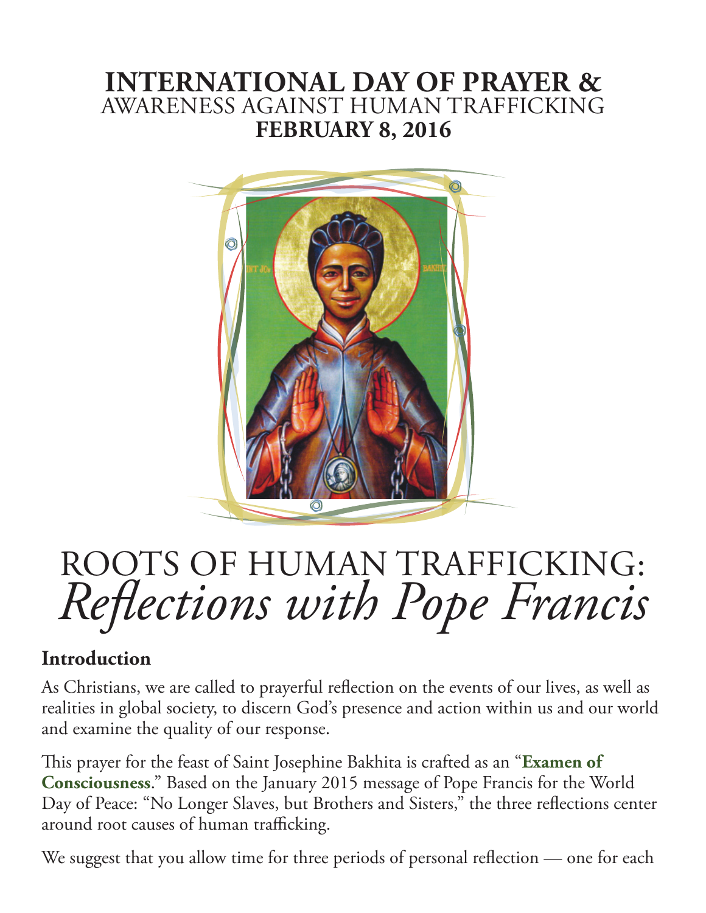# INTERNATIONAL DAY OF PRAYER & AWARENESS AGAINST HUMAN TRAFFICKING
**FEBRUARY 8, 2016**

# ROOTS OF HUMAN TRAFFICKING: *Reflections with Pope Francis*

## Introduction

As Christians, we are called to prayerful reflection on the events of our lives, as well as realities in global society, to discern God's presence and action within us and our world and examine the quality of our response.

This prayer for the feast of Saint Josephine Bakhita is crafted as an "**Examen of Consciousness**." Based on the January 2015 message of Pope Francis for the World Day of Peace: "No Longer Slaves, but Brothers and Sisters," the three reflections center around root causes of human trafficking.

We suggest that you allow time for three periods of personal reflection — one for each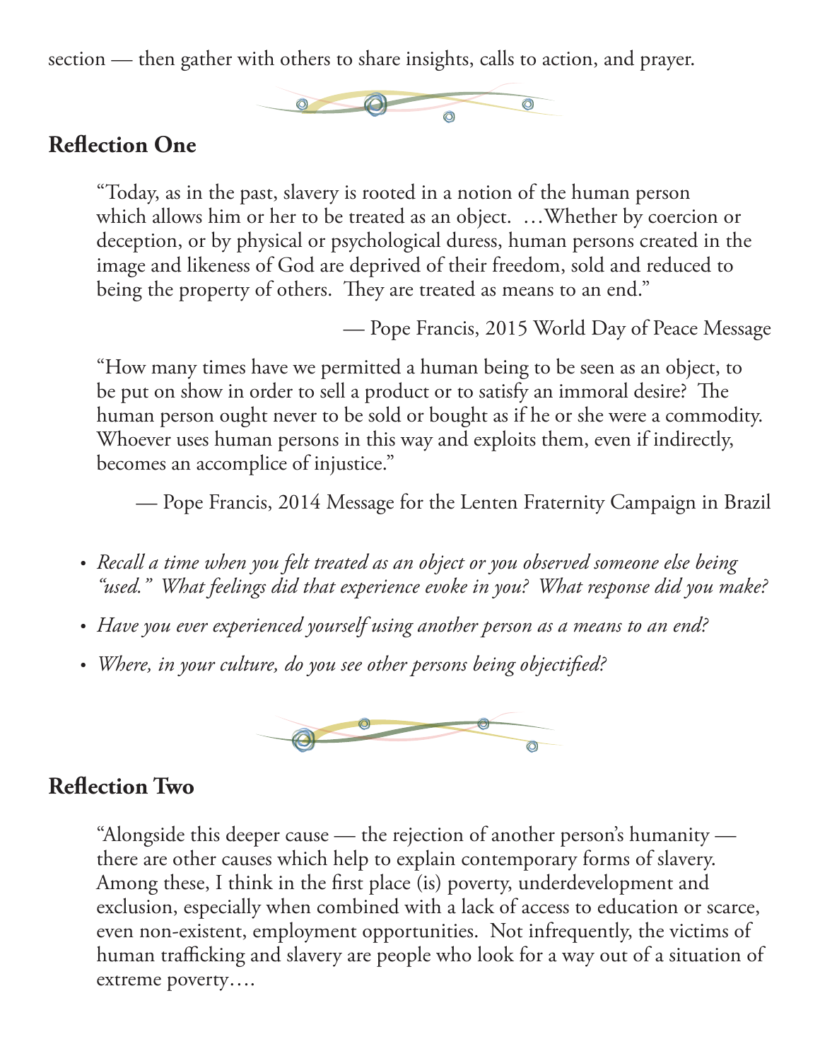section — then gather with others to share insights, calls to action, and prayer.

## Reflection One

> "Today, as in the past, slavery is rooted in a notion of the human person which allows him or her to be treated as an object. …Whether by coercion or deception, or by physical or psychological duress, human persons created in the image and likeness of God are deprived of their freedom, sold and reduced to being the property of others. They are treated as means to an end."
>
> — Pope Francis, 2015 World Day of Peace Message

> "How many times have we permitted a human being to be seen as an object, to be put on show in order to sell a product or to satisfy an immoral desire? The human person ought never to be sold or bought as if he or she were a commodity. Whoever uses human persons in this way and exploits them, even if indirectly, becomes an accomplice of injustice."
>
> — Pope Francis, 2014 Message for the Lenten Fraternity Campaign in Brazil

- *Recall a time when you felt treated as an object or you observed someone else being "used." What feelings did that experience evoke in you? What response did you make?*
- *Have you ever experienced yourself using another person as a means to an end?*
- *Where, in your culture, do you see other persons being objectified?*

## Reflection Two

> "Alongside this deeper cause — the rejection of another person's humanity — there are other causes which help to explain contemporary forms of slavery. Among these, I think in the first place (is) poverty, underdevelopment and exclusion, especially when combined with a lack of access to education or scarce, even non-existent, employment opportunities. Not infrequently, the victims of human trafficking and slavery are people who look for a way out of a situation of extreme poverty….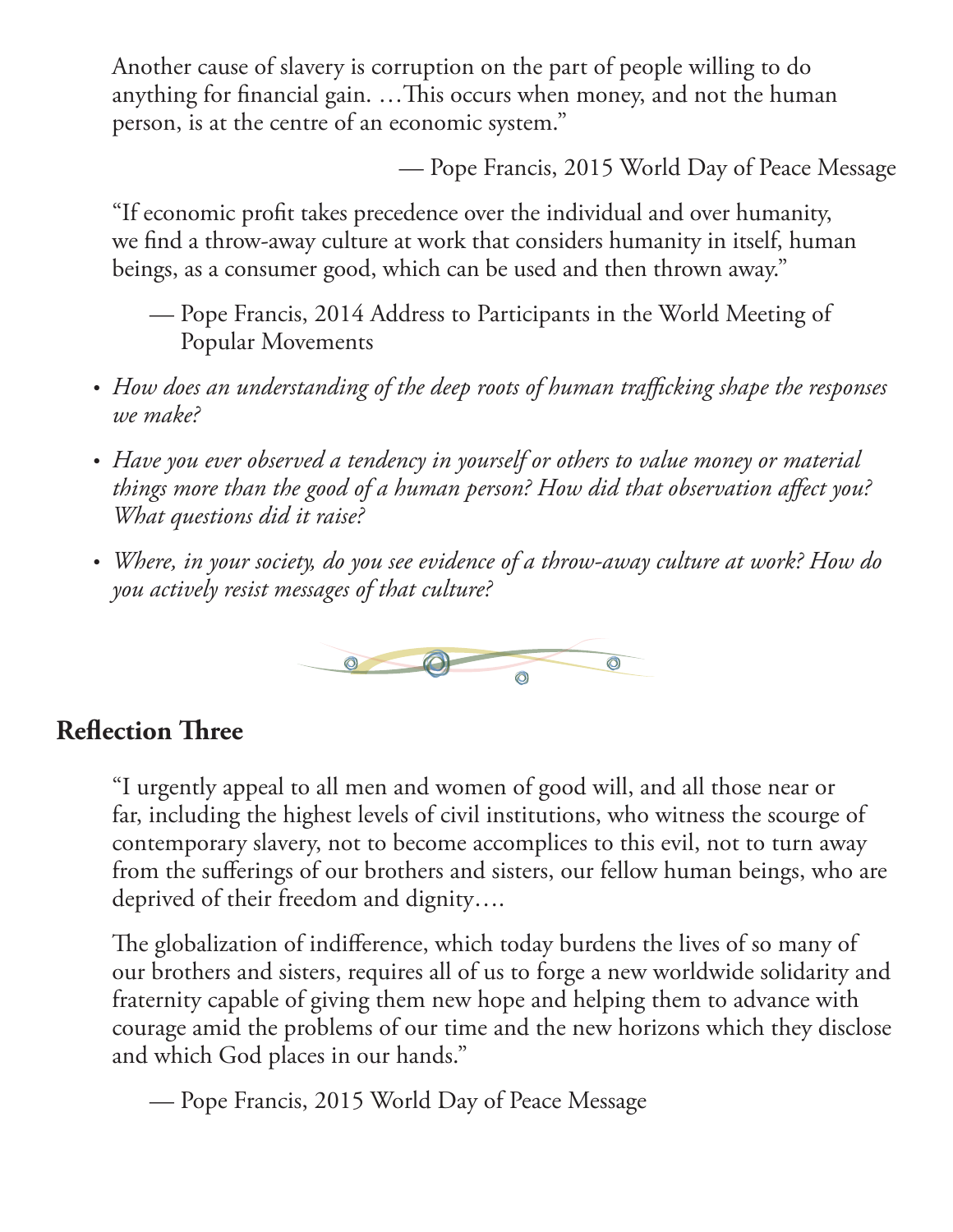Another cause of slavery is corruption on the part of people willing to do anything for financial gain. …This occurs when money, and not the human person, is at the centre of an economic system."

— Pope Francis, 2015 World Day of Peace Message

"If economic profit takes precedence over the individual and over humanity, we find a throw-away culture at work that considers humanity in itself, human beings, as a consumer good, which can be used and then thrown away."

— Pope Francis, 2014 Address to Participants in the World Meeting of Popular Movements

- *How does an understanding of the deep roots of human trafficking shape the responses we make?*
- *Have you ever observed a tendency in yourself or others to value money or material things more than the good of a human person? How did that observation affect you? What questions did it raise?*
- *Where, in your society, do you see evidence of a throw-away culture at work? How do you actively resist messages of that culture?*

## Reflection Three

"I urgently appeal to all men and women of good will, and all those near or far, including the highest levels of civil institutions, who witness the scourge of contemporary slavery, not to become accomplices to this evil, not to turn away from the sufferings of our brothers and sisters, our fellow human beings, who are deprived of their freedom and dignity….

The globalization of indifference, which today burdens the lives of so many of our brothers and sisters, requires all of us to forge a new worldwide solidarity and fraternity capable of giving them new hope and helping them to advance with courage amid the problems of our time and the new horizons which they disclose and which God places in our hands."

— Pope Francis, 2015 World Day of Peace Message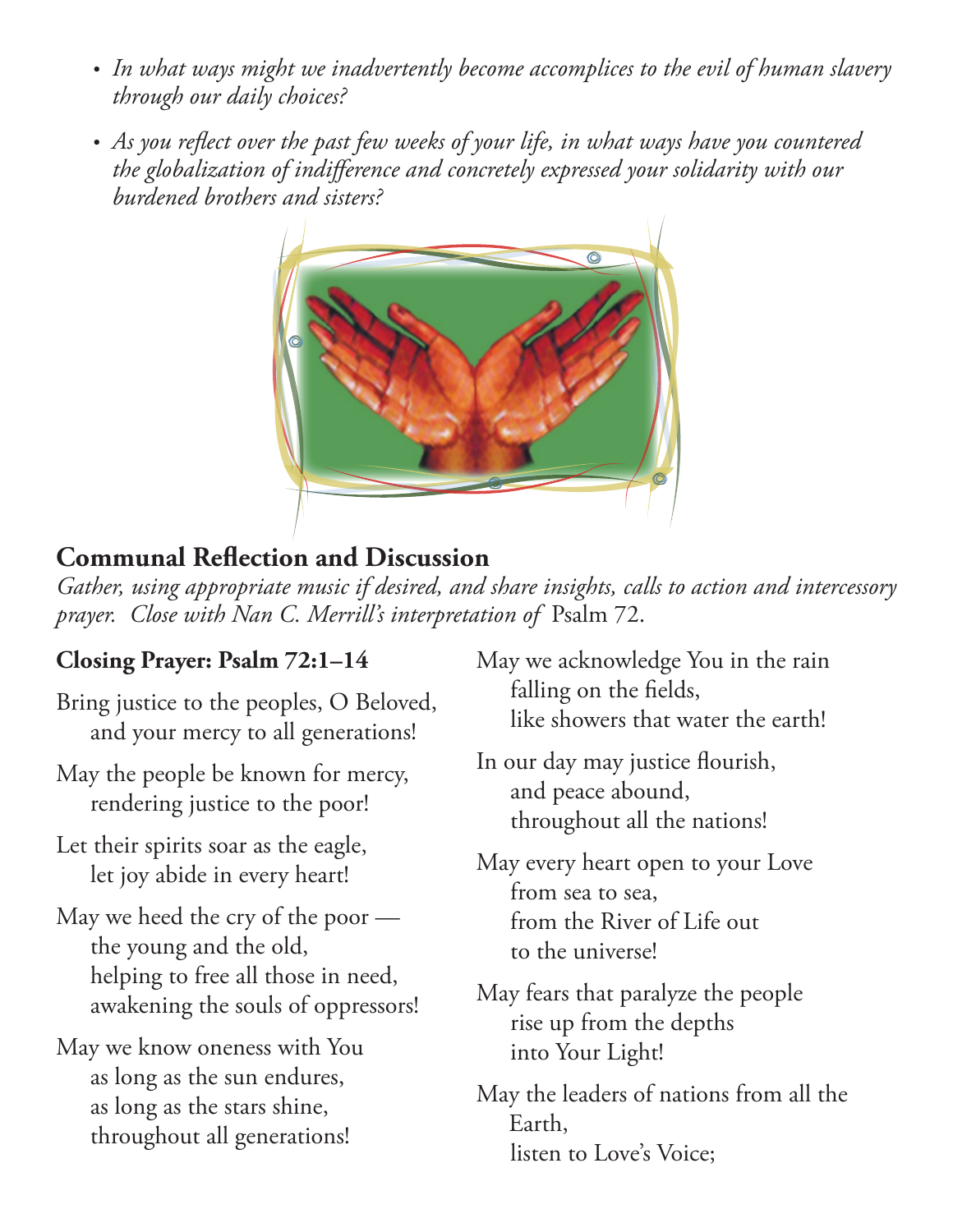- *In what ways might we inadvertently become accomplices to the evil of human slavery through our daily choices?*
- *As you reflect over the past few weeks of your life, in what ways have you countered the globalization of indifference and concretely expressed your solidarity with our burdened brothers and sisters?*

## Communal Reflection and Discussion

*Gather, using appropriate music if desired, and share insights, calls to action and intercessory prayer. Close with Nan C. Merrill's interpretation of* Psalm 72.

### Closing Prayer: Psalm 72:1–14

Bring justice to the peoples, O Beloved,
  and your mercy to all generations!

May the people be known for mercy,
  rendering justice to the poor!

Let their spirits soar as the eagle,
  let joy abide in every heart!

May we heed the cry of the poor —
  the young and the old,
  helping to free all those in need,
  awakening the souls of oppressors!

May we know oneness with You
  as long as the sun endures,
  as long as the stars shine,
  throughout all generations!

May we acknowledge You in the rain
  falling on the fields,
  like showers that water the earth!

In our day may justice flourish,
  and peace abound,
  throughout all the nations!

May every heart open to your Love
  from sea to sea,
  from the River of Life out
  to the universe!

May fears that paralyze the people
  rise up from the depths
  into Your Light!

May the leaders of nations from all the
  Earth,
  listen to Love's Voice;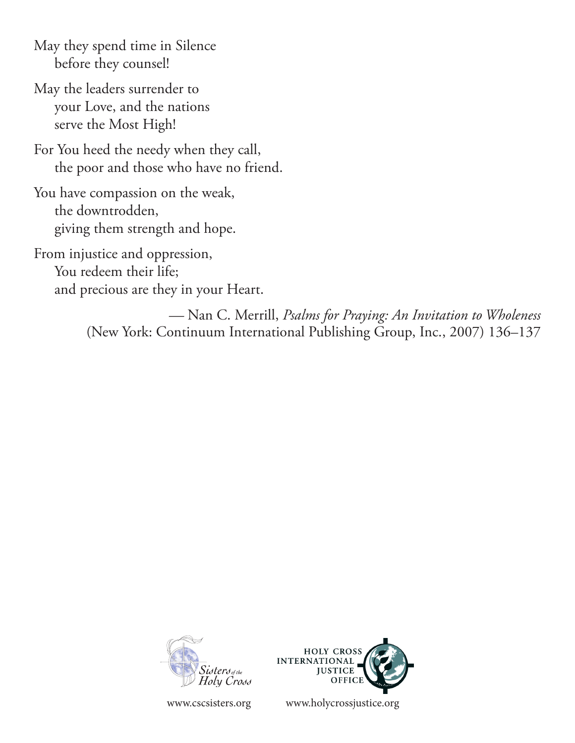May they spend time in Silence
before they counsel!

May the leaders surrender to
your Love, and the nations
serve the Most High!

For You heed the needy when they call,
the poor and those who have no friend.

You have compassion on the weak,
the downtrodden,
giving them strength and hope.

From injustice and oppression,
You redeem their life;
and precious are they in your Heart.

— Nan C. Merrill, *Psalms for Praying: An Invitation to Wholeness* (New York: Continuum International Publishing Group, Inc., 2007) 136–137

Sisters of the Holy Cross

HOLY CROSS INTERNATIONAL JUSTICE OFFICE

www.cscsisters.org www.holycrossjustice.org